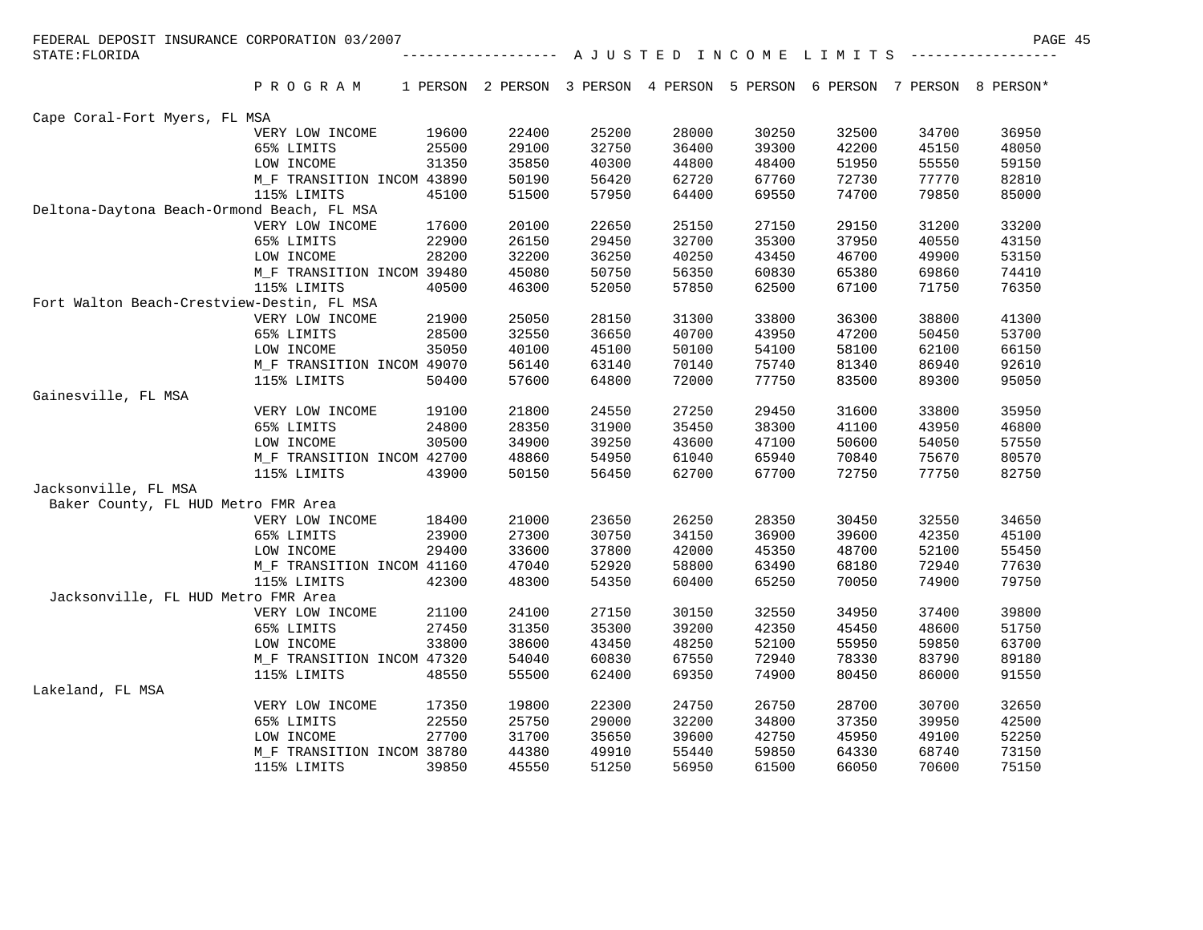FEDERAL DEPOSIT INSURANCE CORPORATION 03/2007

STATE:FLORIDA

## A J U S T E D   I N C O M E   L I M I T S

| P R O G R A M | 1 PERSON | 2 PERSON | 3 PERSON | 4 PERSON | 5 PERSON | 6 PERSON | 7 PERSON | 8 PERSON* |
|---|---|---|---|---|---|---|---|---|
| **Cape Coral-Fort Myers, FL MSA** | | | | | | | | |
| VERY LOW INCOME | 19600 | 22400 | 25200 | 28000 | 30250 | 32500 | 34700 | 36950 |
| 65% LIMITS | 25500 | 29100 | 32750 | 36400 | 39300 | 42200 | 45150 | 48050 |
| LOW INCOME | 31350 | 35850 | 40300 | 44800 | 48400 | 51950 | 55550 | 59150 |
| M_F TRANSITION INCOM | 43890 | 50190 | 56420 | 62720 | 67760 | 72730 | 77770 | 82810 |
| 115% LIMITS | 45100 | 51500 | 57950 | 64400 | 69550 | 74700 | 79850 | 85000 |
| **Deltona-Daytona Beach-Ormond Beach, FL MSA** | | | | | | | | |
| VERY LOW INCOME | 17600 | 20100 | 22650 | 25150 | 27150 | 29150 | 31200 | 33200 |
| 65% LIMITS | 22900 | 26150 | 29450 | 32700 | 35300 | 37950 | 40550 | 43150 |
| LOW INCOME | 28200 | 32200 | 36250 | 40250 | 43450 | 46700 | 49900 | 53150 |
| M_F TRANSITION INCOM | 39480 | 45080 | 50750 | 56350 | 60830 | 65380 | 69860 | 74410 |
| 115% LIMITS | 40500 | 46300 | 52050 | 57850 | 62500 | 67100 | 71750 | 76350 |
| **Fort Walton Beach-Crestview-Destin, FL MSA** | | | | | | | | |
| VERY LOW INCOME | 21900 | 25050 | 28150 | 31300 | 33800 | 36300 | 38800 | 41300 |
| 65% LIMITS | 28500 | 32550 | 36650 | 40700 | 43950 | 47200 | 50450 | 53700 |
| LOW INCOME | 35050 | 40100 | 45100 | 50100 | 54100 | 58100 | 62100 | 66150 |
| M_F TRANSITION INCOM | 49070 | 56140 | 63140 | 70140 | 75740 | 81340 | 86940 | 92610 |
| 115% LIMITS | 50400 | 57600 | 64800 | 72000 | 77750 | 83500 | 89300 | 95050 |
| **Gainesville, FL MSA** | | | | | | | | |
| VERY LOW INCOME | 19100 | 21800 | 24550 | 27250 | 29450 | 31600 | 33800 | 35950 |
| 65% LIMITS | 24800 | 28350 | 31900 | 35450 | 38300 | 41100 | 43950 | 46800 |
| LOW INCOME | 30500 | 34900 | 39250 | 43600 | 47100 | 50600 | 54050 | 57550 |
| M_F TRANSITION INCOM | 42700 | 48860 | 54950 | 61040 | 65940 | 70840 | 75670 | 80570 |
| 115% LIMITS | 43900 | 50150 | 56450 | 62700 | 67700 | 72750 | 77750 | 82750 |
| **Jacksonville, FL MSA** | | | | | | | | |
| **Baker County, FL HUD Metro FMR Area** | | | | | | | | |
| VERY LOW INCOME | 18400 | 21000 | 23650 | 26250 | 28350 | 30450 | 32550 | 34650 |
| 65% LIMITS | 23900 | 27300 | 30750 | 34150 | 36900 | 39600 | 42350 | 45100 |
| LOW INCOME | 29400 | 33600 | 37800 | 42000 | 45350 | 48700 | 52100 | 55450 |
| M_F TRANSITION INCOM | 41160 | 47040 | 52920 | 58800 | 63490 | 68180 | 72940 | 77630 |
| 115% LIMITS | 42300 | 48300 | 54350 | 60400 | 65250 | 70050 | 74900 | 79750 |
| **Jacksonville, FL HUD Metro FMR Area** | | | | | | | | |
| VERY LOW INCOME | 21100 | 24100 | 27150 | 30150 | 32550 | 34950 | 37400 | 39800 |
| 65% LIMITS | 27450 | 31350 | 35300 | 39200 | 42350 | 45450 | 48600 | 51750 |
| LOW INCOME | 33800 | 38600 | 43450 | 48250 | 52100 | 55950 | 59850 | 63700 |
| M_F TRANSITION INCOM | 47320 | 54040 | 60830 | 67550 | 72940 | 78330 | 83790 | 89180 |
| 115% LIMITS | 48550 | 55500 | 62400 | 69350 | 74900 | 80450 | 86000 | 91550 |
| **Lakeland, FL MSA** | | | | | | | | |
| VERY LOW INCOME | 17350 | 19800 | 22300 | 24750 | 26750 | 28700 | 30700 | 32650 |
| 65% LIMITS | 22550 | 25750 | 29000 | 32200 | 34800 | 37350 | 39950 | 42500 |
| LOW INCOME | 27700 | 31700 | 35650 | 39600 | 42750 | 45950 | 49100 | 52250 |
| M_F TRANSITION INCOM | 38780 | 44380 | 49910 | 55440 | 59850 | 64330 | 68740 | 73150 |
| 115% LIMITS | 39850 | 45550 | 51250 | 56950 | 61500 | 66050 | 70600 | 75150 |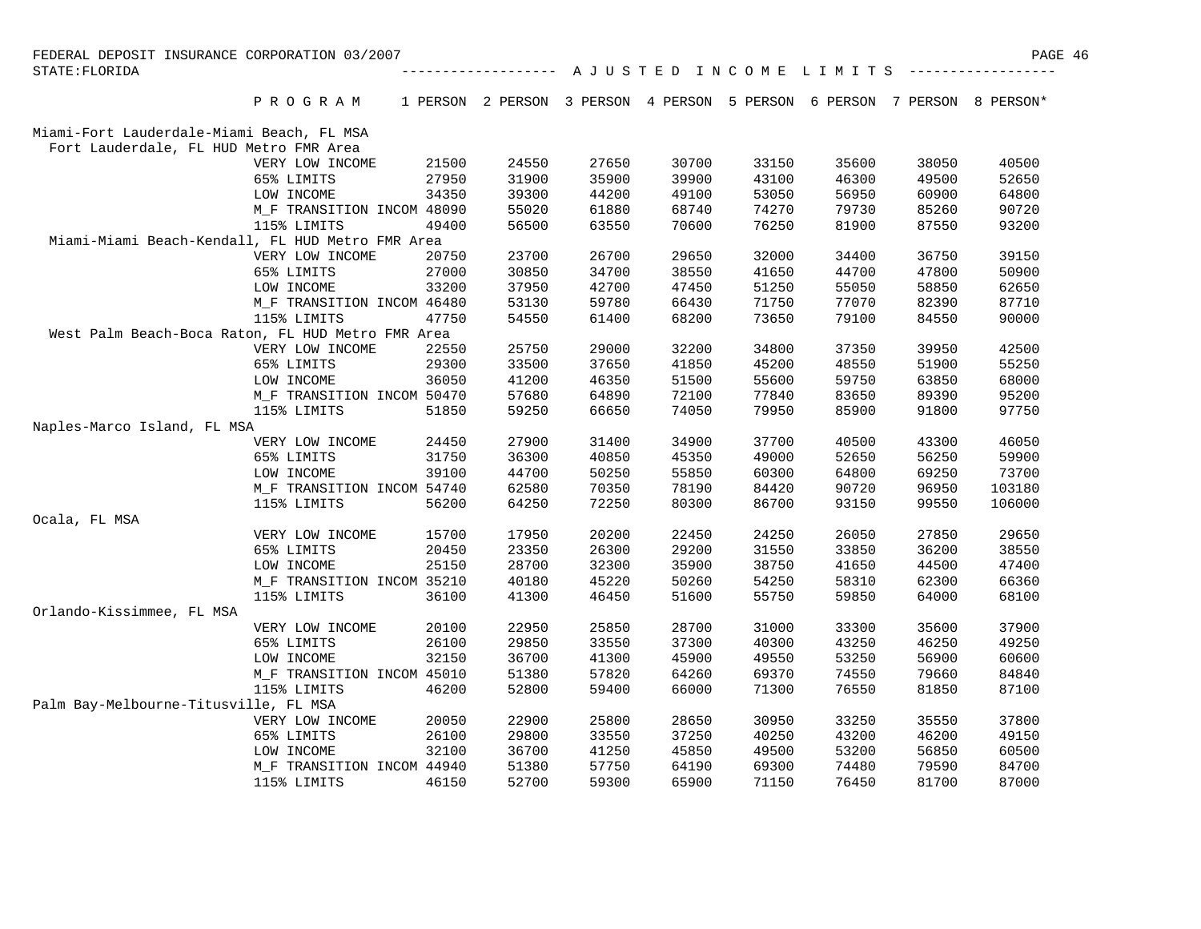FEDERAL DEPOSIT INSURANCE CORPORATION 03/2007

STATE: FLORIDA

## A J U S T E D   I N C O M E   L I M I T S

| P R O G R A M | 1 PERSON | 2 PERSON | 3 PERSON | 4 PERSON | 5 PERSON | 6 PERSON | 7 PERSON | 8 PERSON* |
|---|---|---|---|---|---|---|---|---|
| **Miami-Fort Lauderdale-Miami Beach, FL MSA** | | | | | | | | |
| **Fort Lauderdale, FL HUD Metro FMR Area** | | | | | | | | |
| VERY LOW INCOME | 21500 | 24550 | 27650 | 30700 | 33150 | 35600 | 38050 | 40500 |
| 65% LIMITS | 27950 | 31900 | 35900 | 39900 | 43100 | 46300 | 49500 | 52650 |
| LOW INCOME | 34350 | 39300 | 44200 | 49100 | 53050 | 56950 | 60900 | 64800 |
| M_F TRANSITION INCOM | 48090 | 55020 | 61880 | 68740 | 74270 | 79730 | 85260 | 90720 |
| 115% LIMITS | 49400 | 56500 | 63550 | 70600 | 76250 | 81900 | 87550 | 93200 |
| **Miami-Miami Beach-Kendall, FL HUD Metro FMR Area** | | | | | | | | |
| VERY LOW INCOME | 20750 | 23700 | 26700 | 29650 | 32000 | 34400 | 36750 | 39150 |
| 65% LIMITS | 27000 | 30850 | 34700 | 38550 | 41650 | 44700 | 47800 | 50900 |
| LOW INCOME | 33200 | 37950 | 42700 | 47450 | 51250 | 55050 | 58850 | 62650 |
| M_F TRANSITION INCOM | 46480 | 53130 | 59780 | 66430 | 71750 | 77070 | 82390 | 87710 |
| 115% LIMITS | 47750 | 54550 | 61400 | 68200 | 73650 | 79100 | 84550 | 90000 |
| **West Palm Beach-Boca Raton, FL HUD Metro FMR Area** | | | | | | | | |
| VERY LOW INCOME | 22550 | 25750 | 29000 | 32200 | 34800 | 37350 | 39950 | 42500 |
| 65% LIMITS | 29300 | 33500 | 37650 | 41850 | 45200 | 48550 | 51900 | 55250 |
| LOW INCOME | 36050 | 41200 | 46350 | 51500 | 55600 | 59750 | 63850 | 68000 |
| M_F TRANSITION INCOM | 50470 | 57680 | 64890 | 72100 | 77840 | 83650 | 89390 | 95200 |
| 115% LIMITS | 51850 | 59250 | 66650 | 74050 | 79950 | 85900 | 91800 | 97750 |
| **Naples-Marco Island, FL MSA** | | | | | | | | |
| VERY LOW INCOME | 24450 | 27900 | 31400 | 34900 | 37700 | 40500 | 43300 | 46050 |
| 65% LIMITS | 31750 | 36300 | 40850 | 45350 | 49000 | 52650 | 56250 | 59900 |
| LOW INCOME | 39100 | 44700 | 50250 | 55850 | 60300 | 64800 | 69250 | 73700 |
| M_F TRANSITION INCOM | 54740 | 62580 | 70350 | 78190 | 84420 | 90720 | 96950 | 103180 |
| 115% LIMITS | 56200 | 64250 | 72250 | 80300 | 86700 | 93150 | 99550 | 106000 |
| **Ocala, FL MSA** | | | | | | | | |
| VERY LOW INCOME | 15700 | 17950 | 20200 | 22450 | 24250 | 26050 | 27850 | 29650 |
| 65% LIMITS | 20450 | 23350 | 26300 | 29200 | 31550 | 33850 | 36200 | 38550 |
| LOW INCOME | 25150 | 28700 | 32300 | 35900 | 38750 | 41650 | 44500 | 47400 |
| M_F TRANSITION INCOM | 35210 | 40180 | 45220 | 50260 | 54250 | 58310 | 62300 | 66360 |
| 115% LIMITS | 36100 | 41300 | 46450 | 51600 | 55750 | 59850 | 64000 | 68100 |
| **Orlando-Kissimmee, FL MSA** | | | | | | | | |
| VERY LOW INCOME | 20100 | 22950 | 25850 | 28700 | 31000 | 33300 | 35600 | 37900 |
| 65% LIMITS | 26100 | 29850 | 33550 | 37300 | 40300 | 43250 | 46250 | 49250 |
| LOW INCOME | 32150 | 36700 | 41300 | 45900 | 49550 | 53250 | 56900 | 60600 |
| M_F TRANSITION INCOM | 45010 | 51380 | 57820 | 64260 | 69370 | 74550 | 79660 | 84840 |
| 115% LIMITS | 46200 | 52800 | 59400 | 66000 | 71300 | 76550 | 81850 | 87100 |
| **Palm Bay-Melbourne-Titusville, FL MSA** | | | | | | | | |
| VERY LOW INCOME | 20050 | 22900 | 25800 | 28650 | 30950 | 33250 | 35550 | 37800 |
| 65% LIMITS | 26100 | 29800 | 33550 | 37250 | 40250 | 43200 | 46200 | 49150 |
| LOW INCOME | 32100 | 36700 | 41250 | 45850 | 49500 | 53200 | 56850 | 60500 |
| M_F TRANSITION INCOM | 44940 | 51380 | 57750 | 64190 | 69300 | 74480 | 79590 | 84700 |
| 115% LIMITS | 46150 | 52700 | 59300 | 65900 | 71150 | 76450 | 81700 | 87000 |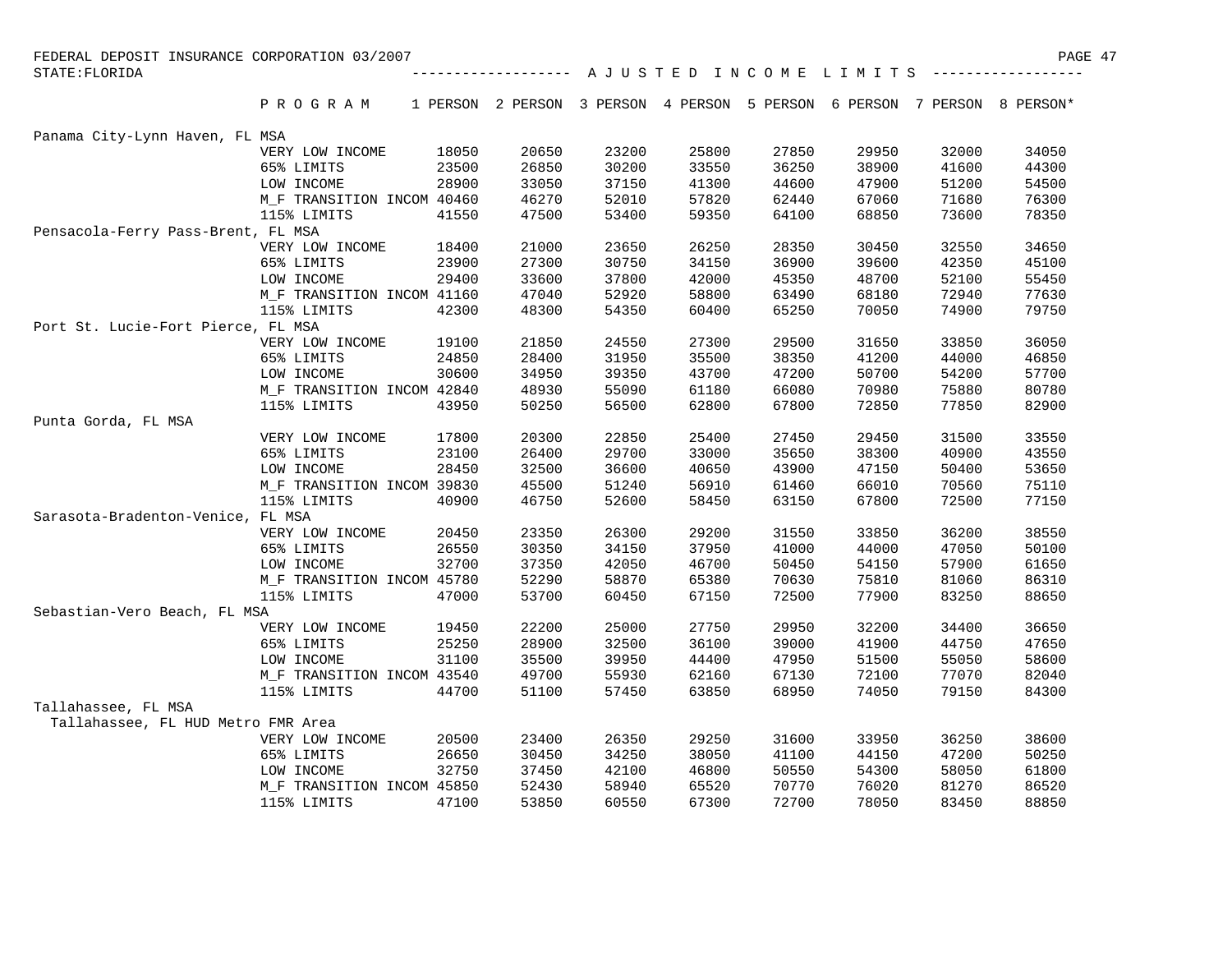FEDERAL DEPOSIT INSURANCE CORPORATION 03/2007

STATE:FLORIDA

A J U S T E D   I N C O M E   L I M I T S

| | P R O G R A M | 1 PERSON | 2 PERSON | 3 PERSON | 4 PERSON | 5 PERSON | 6 PERSON | 7 PERSON | 8 PERSON* |
|---|---|---|---|---|---|---|---|---|---|
| Panama City-Lynn Haven, FL MSA | | | | | | | | | |
| | VERY LOW INCOME | 18050 | 20650 | 23200 | 25800 | 27850 | 29950 | 32000 | 34050 |
| | 65% LIMITS | 23500 | 26850 | 30200 | 33550 | 36250 | 38900 | 41600 | 44300 |
| | LOW INCOME | 28900 | 33050 | 37150 | 41300 | 44600 | 47900 | 51200 | 54500 |
| | M_F TRANSITION INCOM | 40460 | 46270 | 52010 | 57820 | 62440 | 67060 | 71680 | 76300 |
| | 115% LIMITS | 41550 | 47500 | 53400 | 59350 | 64100 | 68850 | 73600 | 78350 |
| Pensacola-Ferry Pass-Brent, FL MSA | | | | | | | | | |
| | VERY LOW INCOME | 18400 | 21000 | 23650 | 26250 | 28350 | 30450 | 32550 | 34650 |
| | 65% LIMITS | 23900 | 27300 | 30750 | 34150 | 36900 | 39600 | 42350 | 45100 |
| | LOW INCOME | 29400 | 33600 | 37800 | 42000 | 45350 | 48700 | 52100 | 55450 |
| | M_F TRANSITION INCOM | 41160 | 47040 | 52920 | 58800 | 63490 | 68180 | 72940 | 77630 |
| | 115% LIMITS | 42300 | 48300 | 54350 | 60400 | 65250 | 70050 | 74900 | 79750 |
| Port St. Lucie-Fort Pierce, FL MSA | | | | | | | | | |
| | VERY LOW INCOME | 19100 | 21850 | 24550 | 27300 | 29500 | 31650 | 33850 | 36050 |
| | 65% LIMITS | 24850 | 28400 | 31950 | 35500 | 38350 | 41200 | 44000 | 46850 |
| | LOW INCOME | 30600 | 34950 | 39350 | 43700 | 47200 | 50700 | 54200 | 57700 |
| | M_F TRANSITION INCOM | 42840 | 48930 | 55090 | 61180 | 66080 | 70980 | 75880 | 80780 |
| | 115% LIMITS | 43950 | 50250 | 56500 | 62800 | 67800 | 72850 | 77850 | 82900 |
| Punta Gorda, FL MSA | | | | | | | | | |
| | VERY LOW INCOME | 17800 | 20300 | 22850 | 25400 | 27450 | 29450 | 31500 | 33550 |
| | 65% LIMITS | 23100 | 26400 | 29700 | 33000 | 35650 | 38300 | 40900 | 43550 |
| | LOW INCOME | 28450 | 32500 | 36600 | 40650 | 43900 | 47150 | 50400 | 53650 |
| | M_F TRANSITION INCOM | 39830 | 45500 | 51240 | 56910 | 61460 | 66010 | 70560 | 75110 |
| | 115% LIMITS | 40900 | 46750 | 52600 | 58450 | 63150 | 67800 | 72500 | 77150 |
| Sarasota-Bradenton-Venice, FL MSA | | | | | | | | | |
| | VERY LOW INCOME | 20450 | 23350 | 26300 | 29200 | 31550 | 33850 | 36200 | 38550 |
| | 65% LIMITS | 26550 | 30350 | 34150 | 37950 | 41000 | 44000 | 47050 | 50100 |
| | LOW INCOME | 32700 | 37350 | 42050 | 46700 | 50450 | 54150 | 57900 | 61650 |
| | M_F TRANSITION INCOM | 45780 | 52290 | 58870 | 65380 | 70630 | 75810 | 81060 | 86310 |
| | 115% LIMITS | 47000 | 53700 | 60450 | 67150 | 72500 | 77900 | 83250 | 88650 |
| Sebastian-Vero Beach, FL MSA | | | | | | | | | |
| | VERY LOW INCOME | 19450 | 22200 | 25000 | 27750 | 29950 | 32200 | 34400 | 36650 |
| | 65% LIMITS | 25250 | 28900 | 32500 | 36100 | 39000 | 41900 | 44750 | 47650 |
| | LOW INCOME | 31100 | 35500 | 39950 | 44400 | 47950 | 51500 | 55050 | 58600 |
| | M_F TRANSITION INCOM | 43540 | 49700 | 55930 | 62160 | 67130 | 72100 | 77070 | 82040 |
| | 115% LIMITS | 44700 | 51100 | 57450 | 63850 | 68950 | 74050 | 79150 | 84300 |
| Tallahassee, FL MSA | | | | | | | | | |
| Tallahassee, FL HUD Metro FMR Area | | | | | | | | | |
| | VERY LOW INCOME | 20500 | 23400 | 26350 | 29250 | 31600 | 33950 | 36250 | 38600 |
| | 65% LIMITS | 26650 | 30450 | 34250 | 38050 | 41100 | 44150 | 47200 | 50250 |
| | LOW INCOME | 32750 | 37450 | 42100 | 46800 | 50550 | 54300 | 58050 | 61800 |
| | M_F TRANSITION INCOM | 45850 | 52430 | 58940 | 65520 | 70770 | 76020 | 81270 | 86520 |
| | 115% LIMITS | 47100 | 53850 | 60550 | 67300 | 72700 | 78050 | 83450 | 88850 |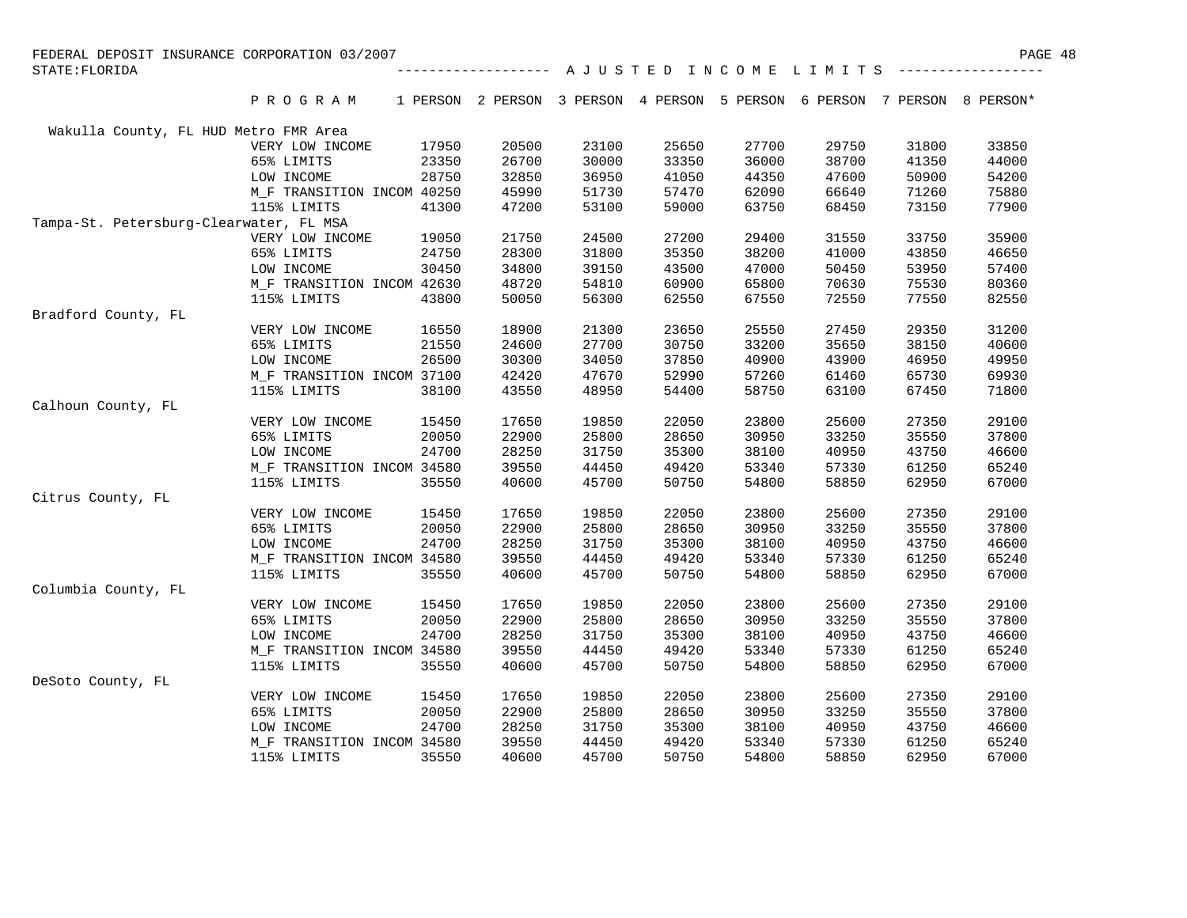FEDERAL DEPOSIT INSURANCE CORPORATION 03/2007

STATE:FLORIDA

## A J U S T E D   I N C O M E   L I M I T S

| | P R O G R A M | 1 PERSON | 2 PERSON | 3 PERSON | 4 PERSON | 5 PERSON | 6 PERSON | 7 PERSON | 8 PERSON* |
|---|---|---|---|---|---|---|---|---|---|
| Wakulla County, FL HUD Metro FMR Area | | | | | | | | | |
| | VERY LOW INCOME | 17950 | 20500 | 23100 | 25650 | 27700 | 29750 | 31800 | 33850 |
| | 65% LIMITS | 23350 | 26700 | 30000 | 33350 | 36000 | 38700 | 41350 | 44000 |
| | LOW INCOME | 28750 | 32850 | 36950 | 41050 | 44350 | 47600 | 50900 | 54200 |
| | M_F TRANSITION INCOM | 40250 | 45990 | 51730 | 57470 | 62090 | 66640 | 71260 | 75880 |
| | 115% LIMITS | 41300 | 47200 | 53100 | 59000 | 63750 | 68450 | 73150 | 77900 |
| Tampa-St. Petersburg-Clearwater, FL MSA | | | | | | | | | |
| | VERY LOW INCOME | 19050 | 21750 | 24500 | 27200 | 29400 | 31550 | 33750 | 35900 |
| | 65% LIMITS | 24750 | 28300 | 31800 | 35350 | 38200 | 41000 | 43850 | 46650 |
| | LOW INCOME | 30450 | 34800 | 39150 | 43500 | 47000 | 50450 | 53950 | 57400 |
| | M_F TRANSITION INCOM | 42630 | 48720 | 54810 | 60900 | 65800 | 70630 | 75530 | 80360 |
| | 115% LIMITS | 43800 | 50050 | 56300 | 62550 | 67550 | 72550 | 77550 | 82550 |
| Bradford County, FL | | | | | | | | | |
| | VERY LOW INCOME | 16550 | 18900 | 21300 | 23650 | 25550 | 27450 | 29350 | 31200 |
| | 65% LIMITS | 21550 | 24600 | 27700 | 30750 | 33200 | 35650 | 38150 | 40600 |
| | LOW INCOME | 26500 | 30300 | 34050 | 37850 | 40900 | 43900 | 46950 | 49950 |
| | M_F TRANSITION INCOM | 37100 | 42420 | 47670 | 52990 | 57260 | 61460 | 65730 | 69930 |
| | 115% LIMITS | 38100 | 43550 | 48950 | 54400 | 58750 | 63100 | 67450 | 71800 |
| Calhoun County, FL | | | | | | | | | |
| | VERY LOW INCOME | 15450 | 17650 | 19850 | 22050 | 23800 | 25600 | 27350 | 29100 |
| | 65% LIMITS | 20050 | 22900 | 25800 | 28650 | 30950 | 33250 | 35550 | 37800 |
| | LOW INCOME | 24700 | 28250 | 31750 | 35300 | 38100 | 40950 | 43750 | 46600 |
| | M_F TRANSITION INCOM | 34580 | 39550 | 44450 | 49420 | 53340 | 57330 | 61250 | 65240 |
| | 115% LIMITS | 35550 | 40600 | 45700 | 50750 | 54800 | 58850 | 62950 | 67000 |
| Citrus County, FL | | | | | | | | | |
| | VERY LOW INCOME | 15450 | 17650 | 19850 | 22050 | 23800 | 25600 | 27350 | 29100 |
| | 65% LIMITS | 20050 | 22900 | 25800 | 28650 | 30950 | 33250 | 35550 | 37800 |
| | LOW INCOME | 24700 | 28250 | 31750 | 35300 | 38100 | 40950 | 43750 | 46600 |
| | M_F TRANSITION INCOM | 34580 | 39550 | 44450 | 49420 | 53340 | 57330 | 61250 | 65240 |
| | 115% LIMITS | 35550 | 40600 | 45700 | 50750 | 54800 | 58850 | 62950 | 67000 |
| Columbia County, FL | | | | | | | | | |
| | VERY LOW INCOME | 15450 | 17650 | 19850 | 22050 | 23800 | 25600 | 27350 | 29100 |
| | 65% LIMITS | 20050 | 22900 | 25800 | 28650 | 30950 | 33250 | 35550 | 37800 |
| | LOW INCOME | 24700 | 28250 | 31750 | 35300 | 38100 | 40950 | 43750 | 46600 |
| | M_F TRANSITION INCOM | 34580 | 39550 | 44450 | 49420 | 53340 | 57330 | 61250 | 65240 |
| | 115% LIMITS | 35550 | 40600 | 45700 | 50750 | 54800 | 58850 | 62950 | 67000 |
| DeSoto County, FL | | | | | | | | | |
| | VERY LOW INCOME | 15450 | 17650 | 19850 | 22050 | 23800 | 25600 | 27350 | 29100 |
| | 65% LIMITS | 20050 | 22900 | 25800 | 28650 | 30950 | 33250 | 35550 | 37800 |
| | LOW INCOME | 24700 | 28250 | 31750 | 35300 | 38100 | 40950 | 43750 | 46600 |
| | M_F TRANSITION INCOM | 34580 | 39550 | 44450 | 49420 | 53340 | 57330 | 61250 | 65240 |
| | 115% LIMITS | 35550 | 40600 | 45700 | 50750 | 54800 | 58850 | 62950 | 67000 |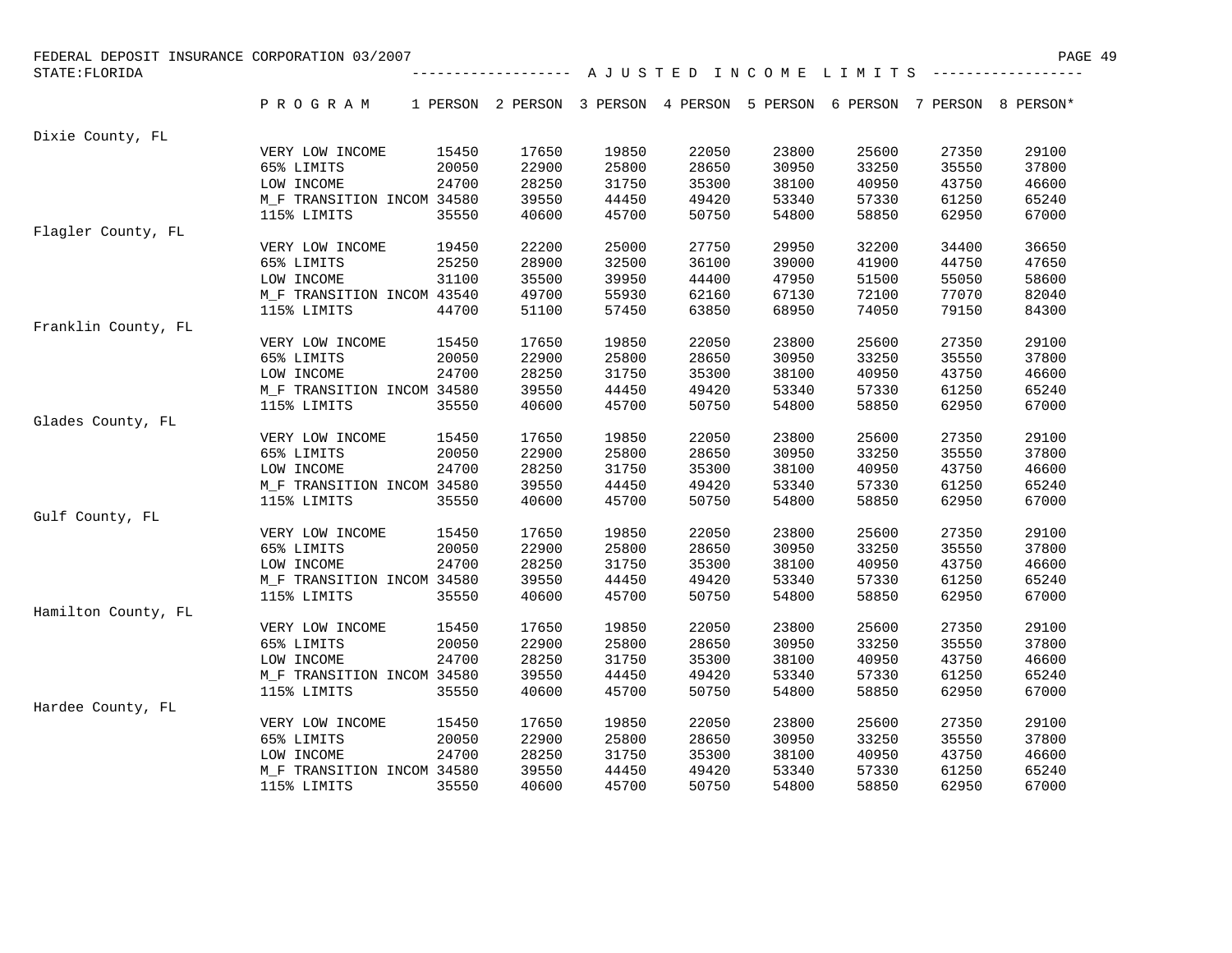FEDERAL DEPOSIT INSURANCE CORPORATION 03/2007

STATE:FLORIDA

## A J U S T E D   I N C O M E   L I M I T S

| County | PROGRAM | 1 PERSON | 2 PERSON | 3 PERSON | 4 PERSON | 5 PERSON | 6 PERSON | 7 PERSON | 8 PERSON* |
|---|---|---|---|---|---|---|---|---|---|
| Dixie County, FL | | | | | | | | | |
| | VERY LOW INCOME | 15450 | 17650 | 19850 | 22050 | 23800 | 25600 | 27350 | 29100 |
| | 65% LIMITS | 20050 | 22900 | 25800 | 28650 | 30950 | 33250 | 35550 | 37800 |
| | LOW INCOME | 24700 | 28250 | 31750 | 35300 | 38100 | 40950 | 43750 | 46600 |
| | M_F TRANSITION INCOM | 34580 | 39550 | 44450 | 49420 | 53340 | 57330 | 61250 | 65240 |
| | 115% LIMITS | 35550 | 40600 | 45700 | 50750 | 54800 | 58850 | 62950 | 67000 |
| Flagler County, FL | | | | | | | | | |
| | VERY LOW INCOME | 19450 | 22200 | 25000 | 27750 | 29950 | 32200 | 34400 | 36650 |
| | 65% LIMITS | 25250 | 28900 | 32500 | 36100 | 39000 | 41900 | 44750 | 47650 |
| | LOW INCOME | 31100 | 35500 | 39950 | 44400 | 47950 | 51500 | 55050 | 58600 |
| | M_F TRANSITION INCOM | 43540 | 49700 | 55930 | 62160 | 67130 | 72100 | 77070 | 82040 |
| | 115% LIMITS | 44700 | 51100 | 57450 | 63850 | 68950 | 74050 | 79150 | 84300 |
| Franklin County, FL | | | | | | | | | |
| | VERY LOW INCOME | 15450 | 17650 | 19850 | 22050 | 23800 | 25600 | 27350 | 29100 |
| | 65% LIMITS | 20050 | 22900 | 25800 | 28650 | 30950 | 33250 | 35550 | 37800 |
| | LOW INCOME | 24700 | 28250 | 31750 | 35300 | 38100 | 40950 | 43750 | 46600 |
| | M_F TRANSITION INCOM | 34580 | 39550 | 44450 | 49420 | 53340 | 57330 | 61250 | 65240 |
| | 115% LIMITS | 35550 | 40600 | 45700 | 50750 | 54800 | 58850 | 62950 | 67000 |
| Glades County, FL | | | | | | | | | |
| | VERY LOW INCOME | 15450 | 17650 | 19850 | 22050 | 23800 | 25600 | 27350 | 29100 |
| | 65% LIMITS | 20050 | 22900 | 25800 | 28650 | 30950 | 33250 | 35550 | 37800 |
| | LOW INCOME | 24700 | 28250 | 31750 | 35300 | 38100 | 40950 | 43750 | 46600 |
| | M_F TRANSITION INCOM | 34580 | 39550 | 44450 | 49420 | 53340 | 57330 | 61250 | 65240 |
| | 115% LIMITS | 35550 | 40600 | 45700 | 50750 | 54800 | 58850 | 62950 | 67000 |
| Gulf County, FL | | | | | | | | | |
| | VERY LOW INCOME | 15450 | 17650 | 19850 | 22050 | 23800 | 25600 | 27350 | 29100 |
| | 65% LIMITS | 20050 | 22900 | 25800 | 28650 | 30950 | 33250 | 35550 | 37800 |
| | LOW INCOME | 24700 | 28250 | 31750 | 35300 | 38100 | 40950 | 43750 | 46600 |
| | M_F TRANSITION INCOM | 34580 | 39550 | 44450 | 49420 | 53340 | 57330 | 61250 | 65240 |
| | 115% LIMITS | 35550 | 40600 | 45700 | 50750 | 54800 | 58850 | 62950 | 67000 |
| Hamilton County, FL | | | | | | | | | |
| | VERY LOW INCOME | 15450 | 17650 | 19850 | 22050 | 23800 | 25600 | 27350 | 29100 |
| | 65% LIMITS | 20050 | 22900 | 25800 | 28650 | 30950 | 33250 | 35550 | 37800 |
| | LOW INCOME | 24700 | 28250 | 31750 | 35300 | 38100 | 40950 | 43750 | 46600 |
| | M_F TRANSITION INCOM | 34580 | 39550 | 44450 | 49420 | 53340 | 57330 | 61250 | 65240 |
| | 115% LIMITS | 35550 | 40600 | 45700 | 50750 | 54800 | 58850 | 62950 | 67000 |
| Hardee County, FL | | | | | | | | | |
| | VERY LOW INCOME | 15450 | 17650 | 19850 | 22050 | 23800 | 25600 | 27350 | 29100 |
| | 65% LIMITS | 20050 | 22900 | 25800 | 28650 | 30950 | 33250 | 35550 | 37800 |
| | LOW INCOME | 24700 | 28250 | 31750 | 35300 | 38100 | 40950 | 43750 | 46600 |
| | M_F TRANSITION INCOM | 34580 | 39550 | 44450 | 49420 | 53340 | 57330 | 61250 | 65240 |
| | 115% LIMITS | 35550 | 40600 | 45700 | 50750 | 54800 | 58850 | 62950 | 67000 |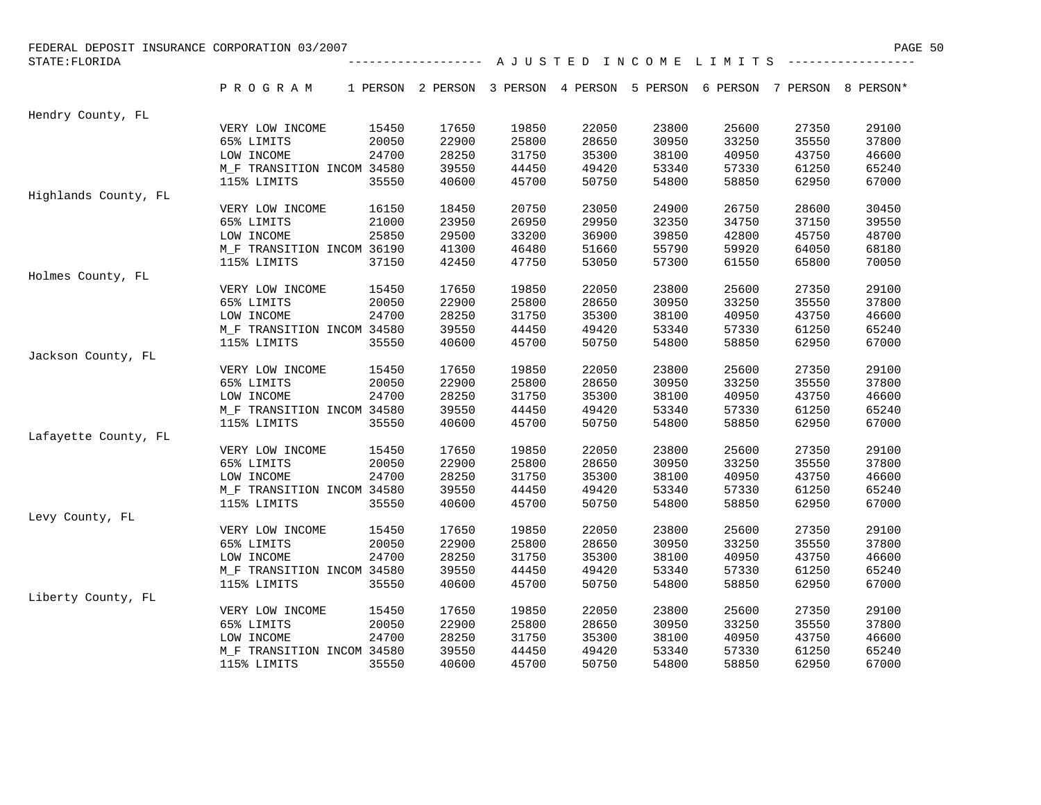FEDERAL DEPOSIT INSURANCE CORPORATION 03/2007

STATE:FLORIDA

## A J U S T E D   I N C O M E   L I M I T S

| | P R O G R A M | 1 PERSON | 2 PERSON | 3 PERSON | 4 PERSON | 5 PERSON | 6 PERSON | 7 PERSON | 8 PERSON* |
|---|---|---|---|---|---|---|---|---|---|
| Hendry County, FL | | | | | | | | | |
| | VERY LOW INCOME | 15450 | 17650 | 19850 | 22050 | 23800 | 25600 | 27350 | 29100 |
| | 65% LIMITS | 20050 | 22900 | 25800 | 28650 | 30950 | 33250 | 35550 | 37800 |
| | LOW INCOME | 24700 | 28250 | 31750 | 35300 | 38100 | 40950 | 43750 | 46600 |
| | M_F TRANSITION INCOM | 34580 | 39550 | 44450 | 49420 | 53340 | 57330 | 61250 | 65240 |
| | 115% LIMITS | 35550 | 40600 | 45700 | 50750 | 54800 | 58850 | 62950 | 67000 |
| Highlands County, FL | | | | | | | | | |
| | VERY LOW INCOME | 16150 | 18450 | 20750 | 23050 | 24900 | 26750 | 28600 | 30450 |
| | 65% LIMITS | 21000 | 23950 | 26950 | 29950 | 32350 | 34750 | 37150 | 39550 |
| | LOW INCOME | 25850 | 29500 | 33200 | 36900 | 39850 | 42800 | 45750 | 48700 |
| | M_F TRANSITION INCOM | 36190 | 41300 | 46480 | 51660 | 55790 | 59920 | 64050 | 68180 |
| | 115% LIMITS | 37150 | 42450 | 47750 | 53050 | 57300 | 61550 | 65800 | 70050 |
| Holmes County, FL | | | | | | | | | |
| | VERY LOW INCOME | 15450 | 17650 | 19850 | 22050 | 23800 | 25600 | 27350 | 29100 |
| | 65% LIMITS | 20050 | 22900 | 25800 | 28650 | 30950 | 33250 | 35550 | 37800 |
| | LOW INCOME | 24700 | 28250 | 31750 | 35300 | 38100 | 40950 | 43750 | 46600 |
| | M_F TRANSITION INCOM | 34580 | 39550 | 44450 | 49420 | 53340 | 57330 | 61250 | 65240 |
| | 115% LIMITS | 35550 | 40600 | 45700 | 50750 | 54800 | 58850 | 62950 | 67000 |
| Jackson County, FL | | | | | | | | | |
| | VERY LOW INCOME | 15450 | 17650 | 19850 | 22050 | 23800 | 25600 | 27350 | 29100 |
| | 65% LIMITS | 20050 | 22900 | 25800 | 28650 | 30950 | 33250 | 35550 | 37800 |
| | LOW INCOME | 24700 | 28250 | 31750 | 35300 | 38100 | 40950 | 43750 | 46600 |
| | M_F TRANSITION INCOM | 34580 | 39550 | 44450 | 49420 | 53340 | 57330 | 61250 | 65240 |
| | 115% LIMITS | 35550 | 40600 | 45700 | 50750 | 54800 | 58850 | 62950 | 67000 |
| Lafayette County, FL | | | | | | | | | |
| | VERY LOW INCOME | 15450 | 17650 | 19850 | 22050 | 23800 | 25600 | 27350 | 29100 |
| | 65% LIMITS | 20050 | 22900 | 25800 | 28650 | 30950 | 33250 | 35550 | 37800 |
| | LOW INCOME | 24700 | 28250 | 31750 | 35300 | 38100 | 40950 | 43750 | 46600 |
| | M_F TRANSITION INCOM | 34580 | 39550 | 44450 | 49420 | 53340 | 57330 | 61250 | 65240 |
| | 115% LIMITS | 35550 | 40600 | 45700 | 50750 | 54800 | 58850 | 62950 | 67000 |
| Levy County, FL | | | | | | | | | |
| | VERY LOW INCOME | 15450 | 17650 | 19850 | 22050 | 23800 | 25600 | 27350 | 29100 |
| | 65% LIMITS | 20050 | 22900 | 25800 | 28650 | 30950 | 33250 | 35550 | 37800 |
| | LOW INCOME | 24700 | 28250 | 31750 | 35300 | 38100 | 40950 | 43750 | 46600 |
| | M_F TRANSITION INCOM | 34580 | 39550 | 44450 | 49420 | 53340 | 57330 | 61250 | 65240 |
| | 115% LIMITS | 35550 | 40600 | 45700 | 50750 | 54800 | 58850 | 62950 | 67000 |
| Liberty County, FL | | | | | | | | | |
| | VERY LOW INCOME | 15450 | 17650 | 19850 | 22050 | 23800 | 25600 | 27350 | 29100 |
| | 65% LIMITS | 20050 | 22900 | 25800 | 28650 | 30950 | 33250 | 35550 | 37800 |
| | LOW INCOME | 24700 | 28250 | 31750 | 35300 | 38100 | 40950 | 43750 | 46600 |
| | M_F TRANSITION INCOM | 34580 | 39550 | 44450 | 49420 | 53340 | 57330 | 61250 | 65240 |
| | 115% LIMITS | 35550 | 40600 | 45700 | 50750 | 54800 | 58850 | 62950 | 67000 |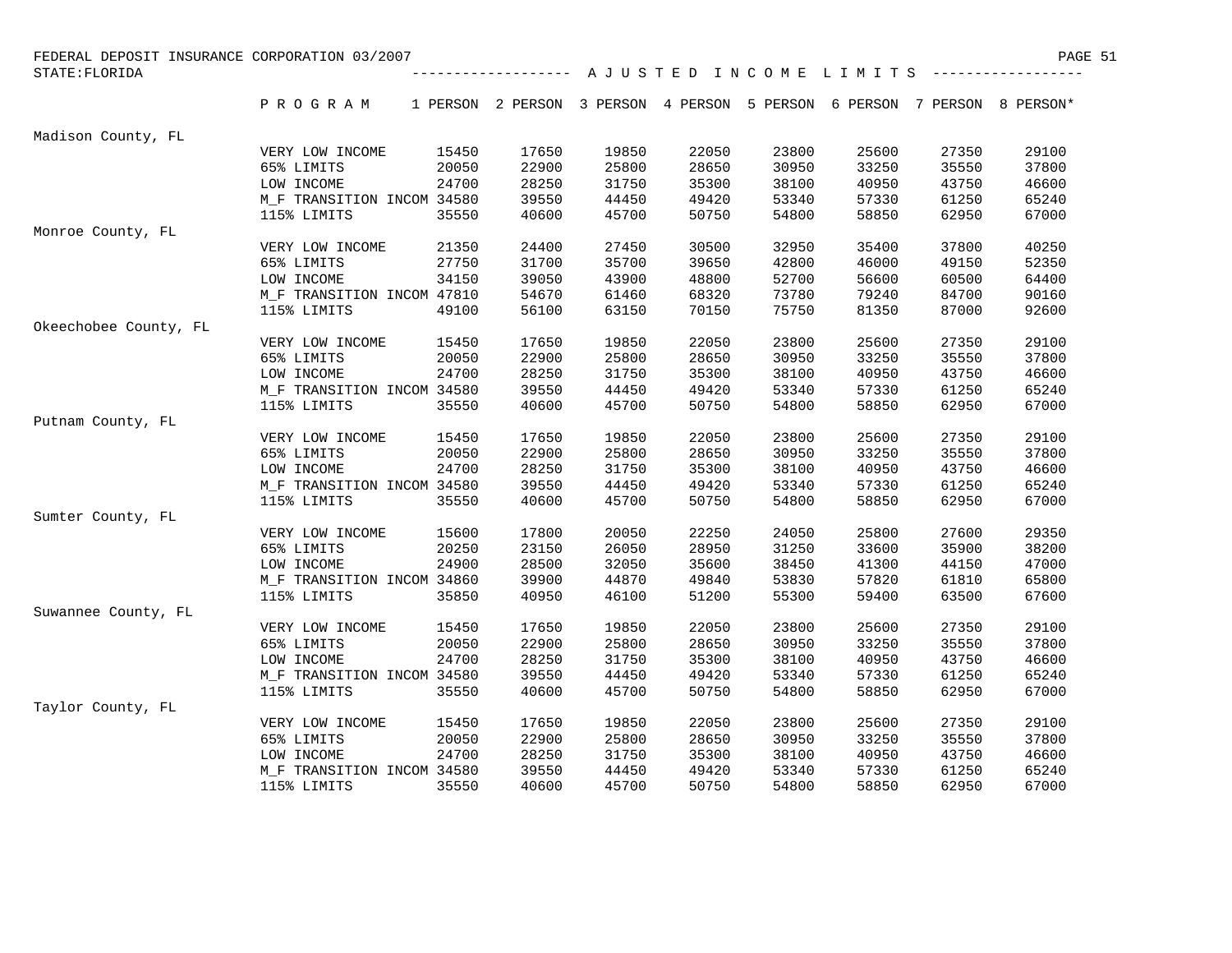FEDERAL DEPOSIT INSURANCE CORPORATION 03/2007

STATE:FLORIDA

## A J U S T E D   I N C O M E   L I M I T S

| | P R O G R A M | 1 PERSON | 2 PERSON | 3 PERSON | 4 PERSON | 5 PERSON | 6 PERSON | 7 PERSON | 8 PERSON* |
|---|---|---|---|---|---|---|---|---|---|
| Madison County, FL | | | | | | | | | |
| | VERY LOW INCOME | 15450 | 17650 | 19850 | 22050 | 23800 | 25600 | 27350 | 29100 |
| | 65% LIMITS | 20050 | 22900 | 25800 | 28650 | 30950 | 33250 | 35550 | 37800 |
| | LOW INCOME | 24700 | 28250 | 31750 | 35300 | 38100 | 40950 | 43750 | 46600 |
| | M_F TRANSITION INCOM | 34580 | 39550 | 44450 | 49420 | 53340 | 57330 | 61250 | 65240 |
| | 115% LIMITS | 35550 | 40600 | 45700 | 50750 | 54800 | 58850 | 62950 | 67000 |
| Monroe County, FL | | | | | | | | | |
| | VERY LOW INCOME | 21350 | 24400 | 27450 | 30500 | 32950 | 35400 | 37800 | 40250 |
| | 65% LIMITS | 27750 | 31700 | 35700 | 39650 | 42800 | 46000 | 49150 | 52350 |
| | LOW INCOME | 34150 | 39050 | 43900 | 48800 | 52700 | 56600 | 60500 | 64400 |
| | M_F TRANSITION INCOM | 47810 | 54670 | 61460 | 68320 | 73780 | 79240 | 84700 | 90160 |
| | 115% LIMITS | 49100 | 56100 | 63150 | 70150 | 75750 | 81350 | 87000 | 92600 |
| Okeechobee County, FL | | | | | | | | | |
| | VERY LOW INCOME | 15450 | 17650 | 19850 | 22050 | 23800 | 25600 | 27350 | 29100 |
| | 65% LIMITS | 20050 | 22900 | 25800 | 28650 | 30950 | 33250 | 35550 | 37800 |
| | LOW INCOME | 24700 | 28250 | 31750 | 35300 | 38100 | 40950 | 43750 | 46600 |
| | M_F TRANSITION INCOM | 34580 | 39550 | 44450 | 49420 | 53340 | 57330 | 61250 | 65240 |
| | 115% LIMITS | 35550 | 40600 | 45700 | 50750 | 54800 | 58850 | 62950 | 67000 |
| Putnam County, FL | | | | | | | | | |
| | VERY LOW INCOME | 15450 | 17650 | 19850 | 22050 | 23800 | 25600 | 27350 | 29100 |
| | 65% LIMITS | 20050 | 22900 | 25800 | 28650 | 30950 | 33250 | 35550 | 37800 |
| | LOW INCOME | 24700 | 28250 | 31750 | 35300 | 38100 | 40950 | 43750 | 46600 |
| | M_F TRANSITION INCOM | 34580 | 39550 | 44450 | 49420 | 53340 | 57330 | 61250 | 65240 |
| | 115% LIMITS | 35550 | 40600 | 45700 | 50750 | 54800 | 58850 | 62950 | 67000 |
| Sumter County, FL | | | | | | | | | |
| | VERY LOW INCOME | 15600 | 17800 | 20050 | 22250 | 24050 | 25800 | 27600 | 29350 |
| | 65% LIMITS | 20250 | 23150 | 26050 | 28950 | 31250 | 33600 | 35900 | 38200 |
| | LOW INCOME | 24900 | 28500 | 32050 | 35600 | 38450 | 41300 | 44150 | 47000 |
| | M_F TRANSITION INCOM | 34860 | 39900 | 44870 | 49840 | 53830 | 57820 | 61810 | 65800 |
| | 115% LIMITS | 35850 | 40950 | 46100 | 51200 | 55300 | 59400 | 63500 | 67600 |
| Suwannee County, FL | | | | | | | | | |
| | VERY LOW INCOME | 15450 | 17650 | 19850 | 22050 | 23800 | 25600 | 27350 | 29100 |
| | 65% LIMITS | 20050 | 22900 | 25800 | 28650 | 30950 | 33250 | 35550 | 37800 |
| | LOW INCOME | 24700 | 28250 | 31750 | 35300 | 38100 | 40950 | 43750 | 46600 |
| | M_F TRANSITION INCOM | 34580 | 39550 | 44450 | 49420 | 53340 | 57330 | 61250 | 65240 |
| | 115% LIMITS | 35550 | 40600 | 45700 | 50750 | 54800 | 58850 | 62950 | 67000 |
| Taylor County, FL | | | | | | | | | |
| | VERY LOW INCOME | 15450 | 17650 | 19850 | 22050 | 23800 | 25600 | 27350 | 29100 |
| | 65% LIMITS | 20050 | 22900 | 25800 | 28650 | 30950 | 33250 | 35550 | 37800 |
| | LOW INCOME | 24700 | 28250 | 31750 | 35300 | 38100 | 40950 | 43750 | 46600 |
| | M_F TRANSITION INCOM | 34580 | 39550 | 44450 | 49420 | 53340 | 57330 | 61250 | 65240 |
| | 115% LIMITS | 35550 | 40600 | 45700 | 50750 | 54800 | 58850 | 62950 | 67000 |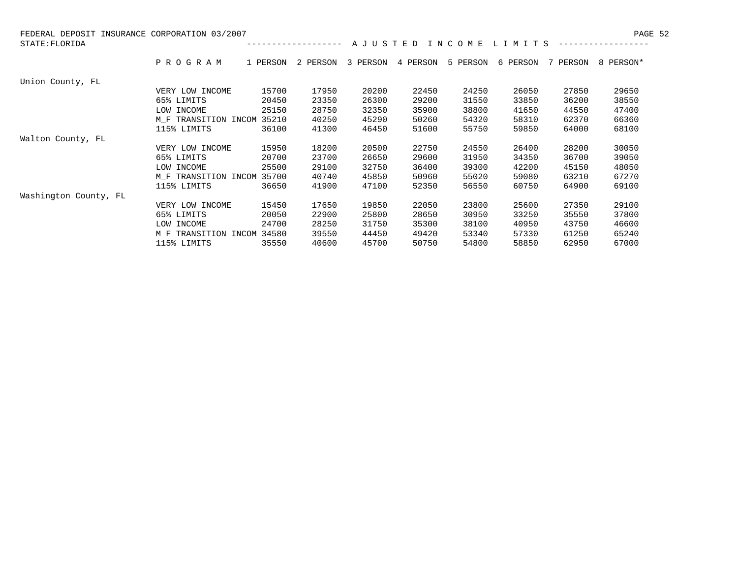FEDERAL DEPOSIT INSURANCE CORPORATION 03/2007

STATE:FLORIDA

------------------- A J U S T E D  I N C O M E  L I M I T S ------------------

| | P R O G R A M | 1 PERSON | 2 PERSON | 3 PERSON | 4 PERSON | 5 PERSON | 6 PERSON | 7 PERSON | 8 PERSON* |
|---|---|---|---|---|---|---|---|---|---|
| Union County, FL | | | | | | | | | |
| | VERY LOW INCOME | 15700 | 17950 | 20200 | 22450 | 24250 | 26050 | 27850 | 29650 |
| | 65% LIMITS | 20450 | 23350 | 26300 | 29200 | 31550 | 33850 | 36200 | 38550 |
| | LOW INCOME | 25150 | 28750 | 32350 | 35900 | 38800 | 41650 | 44550 | 47400 |
| | M_F TRANSITION INCOM | 35210 | 40250 | 45290 | 50260 | 54320 | 58310 | 62370 | 66360 |
| | 115% LIMITS | 36100 | 41300 | 46450 | 51600 | 55750 | 59850 | 64000 | 68100 |
| Walton County, FL | | | | | | | | | |
| | VERY LOW INCOME | 15950 | 18200 | 20500 | 22750 | 24550 | 26400 | 28200 | 30050 |
| | 65% LIMITS | 20700 | 23700 | 26650 | 29600 | 31950 | 34350 | 36700 | 39050 |
| | LOW INCOME | 25500 | 29100 | 32750 | 36400 | 39300 | 42200 | 45150 | 48050 |
| | M_F TRANSITION INCOM | 35700 | 40740 | 45850 | 50960 | 55020 | 59080 | 63210 | 67270 |
| | 115% LIMITS | 36650 | 41900 | 47100 | 52350 | 56550 | 60750 | 64900 | 69100 |
| Washington County, FL | | | | | | | | | |
| | VERY LOW INCOME | 15450 | 17650 | 19850 | 22050 | 23800 | 25600 | 27350 | 29100 |
| | 65% LIMITS | 20050 | 22900 | 25800 | 28650 | 30950 | 33250 | 35550 | 37800 |
| | LOW INCOME | 24700 | 28250 | 31750 | 35300 | 38100 | 40950 | 43750 | 46600 |
| | M_F TRANSITION INCOM | 34580 | 39550 | 44450 | 49420 | 53340 | 57330 | 61250 | 65240 |
| | 115% LIMITS | 35550 | 40600 | 45700 | 50750 | 54800 | 58850 | 62950 | 67000 |